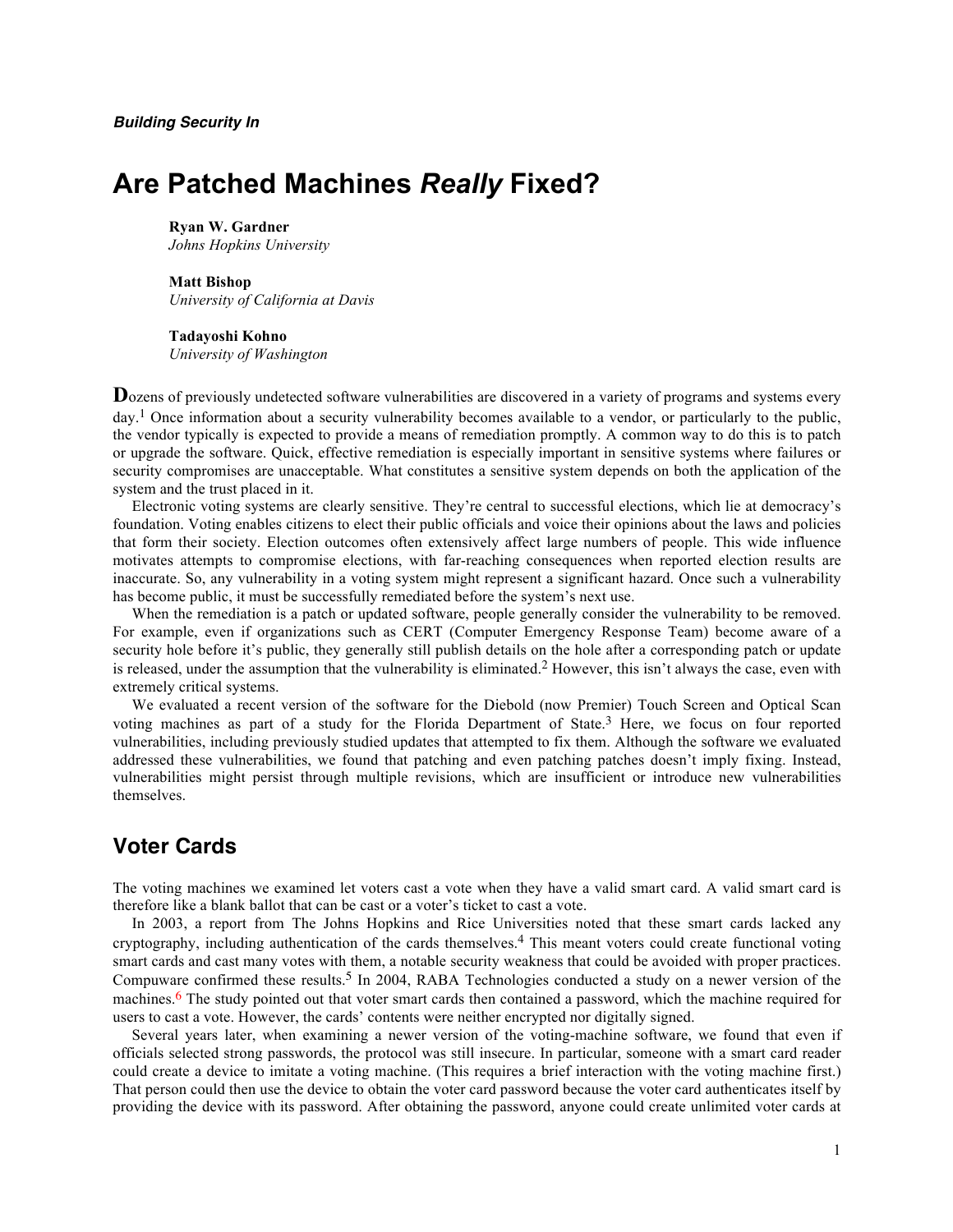*Building Security In*

# Are Patched Machines *Really* Fixed?

**Ryan W. Gardner**
*Johns Hopkins University*

**Matt Bishop**
*University of California at Davis*

**Tadayoshi Kohno**
*University of Washington*

Dozens of previously undetected software vulnerabilities are discovered in a variety of programs and systems every day.[1] Once information about a security vulnerability becomes available to a vendor, or particularly to the public, the vendor typically is expected to provide a means of remediation promptly. A common way to do this is to patch or upgrade the software. Quick, effective remediation is especially important in sensitive systems where failures or security compromises are unacceptable. What constitutes a sensitive system depends on both the application of the system and the trust placed in it.

Electronic voting systems are clearly sensitive. They're central to successful elections, which lie at democracy's foundation. Voting enables citizens to elect their public officials and voice their opinions about the laws and policies that form their society. Election outcomes often extensively affect large numbers of people. This wide influence motivates attempts to compromise elections, with far-reaching consequences when reported election results are inaccurate. So, any vulnerability in a voting system might represent a significant hazard. Once such a vulnerability has become public, it must be successfully remediated before the system's next use.

When the remediation is a patch or updated software, people generally consider the vulnerability to be removed. For example, even if organizations such as CERT (Computer Emergency Response Team) become aware of a security hole before it's public, they generally still publish details on the hole after a corresponding patch or update is released, under the assumption that the vulnerability is eliminated.[2] However, this isn't always the case, even with extremely critical systems.

We evaluated a recent version of the software for the Diebold (now Premier) Touch Screen and Optical Scan voting machines as part of a study for the Florida Department of State.[3] Here, we focus on four reported vulnerabilities, including previously studied updates that attempted to fix them. Although the software we evaluated addressed these vulnerabilities, we found that patching and even patching patches doesn't imply fixing. Instead, vulnerabilities might persist through multiple revisions, which are insufficient or introduce new vulnerabilities themselves.

## Voter Cards

The voting machines we examined let voters cast a vote when they have a valid smart card. A valid smart card is therefore like a blank ballot that can be cast or a voter's ticket to cast a vote.

In 2003, a report from The Johns Hopkins and Rice Universities noted that these smart cards lacked any cryptography, including authentication of the cards themselves.[4] This meant voters could create functional voting smart cards and cast many votes with them, a notable security weakness that could be avoided with proper practices. Compuware confirmed these results.[5] In 2004, RABA Technologies conducted a study on a newer version of the machines.[6] The study pointed out that voter smart cards then contained a password, which the machine required for users to cast a vote. However, the cards' contents were neither encrypted nor digitally signed.

Several years later, when examining a newer version of the voting-machine software, we found that even if officials selected strong passwords, the protocol was still insecure. In particular, someone with a smart card reader could create a device to imitate a voting machine. (This requires a brief interaction with the voting machine first.) That person could then use the device to obtain the voter card password because the voter card authenticates itself by providing the device with its password. After obtaining the password, anyone could create unlimited voter cards at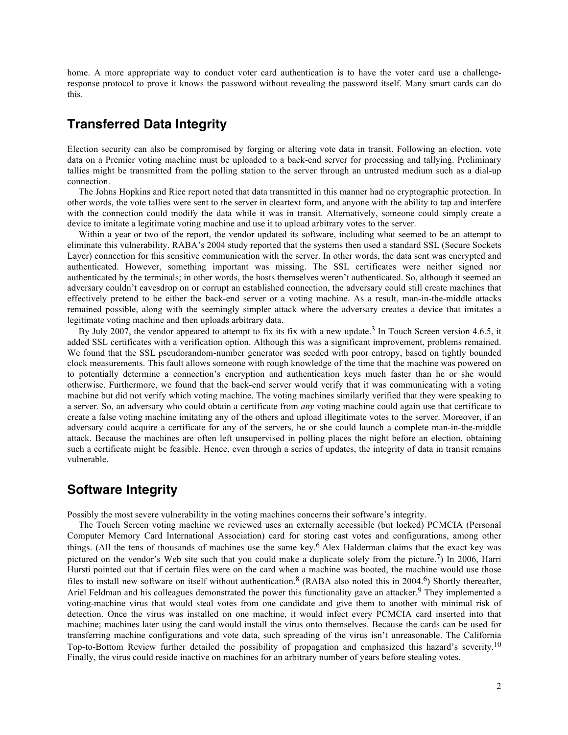home. A more appropriate way to conduct voter card authentication is to have the voter card use a challenge-response protocol to prove it knows the password without revealing the password itself. Many smart cards can do this.

## Transferred Data Integrity

Election security can also be compromised by forging or altering vote data in transit. Following an election, vote data on a Premier voting machine must be uploaded to a back-end server for processing and tallying. Preliminary tallies might be transmitted from the polling station to the server through an untrusted medium such as a dial-up connection.

The Johns Hopkins and Rice report noted that data transmitted in this manner had no cryptographic protection. In other words, the vote tallies were sent to the server in cleartext form, and anyone with the ability to tap and interfere with the connection could modify the data while it was in transit. Alternatively, someone could simply create a device to imitate a legitimate voting machine and use it to upload arbitrary votes to the server.

Within a year or two of the report, the vendor updated its software, including what seemed to be an attempt to eliminate this vulnerability. RABA's 2004 study reported that the systems then used a standard SSL (Secure Sockets Layer) connection for this sensitive communication with the server. In other words, the data sent was encrypted and authenticated. However, something important was missing. The SSL certificates were neither signed nor authenticated by the terminals; in other words, the hosts themselves weren't authenticated. So, although it seemed an adversary couldn't eavesdrop on or corrupt an established connection, the adversary could still create machines that effectively pretend to be either the back-end server or a voting machine. As a result, man-in-the-middle attacks remained possible, along with the seemingly simpler attack where the adversary creates a device that imitates a legitimate voting machine and then uploads arbitrary data.

By July 2007, the vendor appeared to attempt to fix its fix with a new update.[3] In Touch Screen version 4.6.5, it added SSL certificates with a verification option. Although this was a significant improvement, problems remained. We found that the SSL pseudorandom-number generator was seeded with poor entropy, based on tightly bounded clock measurements. This fault allows someone with rough knowledge of the time that the machine was powered on to potentially determine a connection's encryption and authentication keys much faster than he or she would otherwise. Furthermore, we found that the back-end server would verify that it was communicating with a voting machine but did not verify which voting machine. The voting machines similarly verified that they were speaking to a server. So, an adversary who could obtain a certificate from *any* voting machine could again use that certificate to create a false voting machine imitating any of the others and upload illegitimate votes to the server. Moreover, if an adversary could acquire a certificate for any of the servers, he or she could launch a complete man-in-the-middle attack. Because the machines are often left unsupervised in polling places the night before an election, obtaining such a certificate might be feasible. Hence, even through a series of updates, the integrity of data in transit remains vulnerable.

## Software Integrity

Possibly the most severe vulnerability in the voting machines concerns their software's integrity.

The Touch Screen voting machine we reviewed uses an externally accessible (but locked) PCMCIA (Personal Computer Memory Card International Association) card for storing cast votes and configurations, among other things. (All the tens of thousands of machines use the same key.[6] Alex Halderman claims that the exact key was pictured on the vendor's Web site such that you could make a duplicate solely from the picture.[7]) In 2006, Harri Hursti pointed out that if certain files were on the card when a machine was booted, the machine would use those files to install new software on itself without authentication.[8] (RABA also noted this in 2004.[6]) Shortly thereafter, Ariel Feldman and his colleagues demonstrated the power this functionality gave an attacker.[9] They implemented a voting-machine virus that would steal votes from one candidate and give them to another with minimal risk of detection. Once the virus was installed on one machine, it would infect every PCMCIA card inserted into that machine; machines later using the card would install the virus onto themselves. Because the cards can be used for transferring machine configurations and vote data, such spreading of the virus isn't unreasonable. The California Top-to-Bottom Review further detailed the possibility of propagation and emphasized this hazard's severity.[10] Finally, the virus could reside inactive on machines for an arbitrary number of years before stealing votes.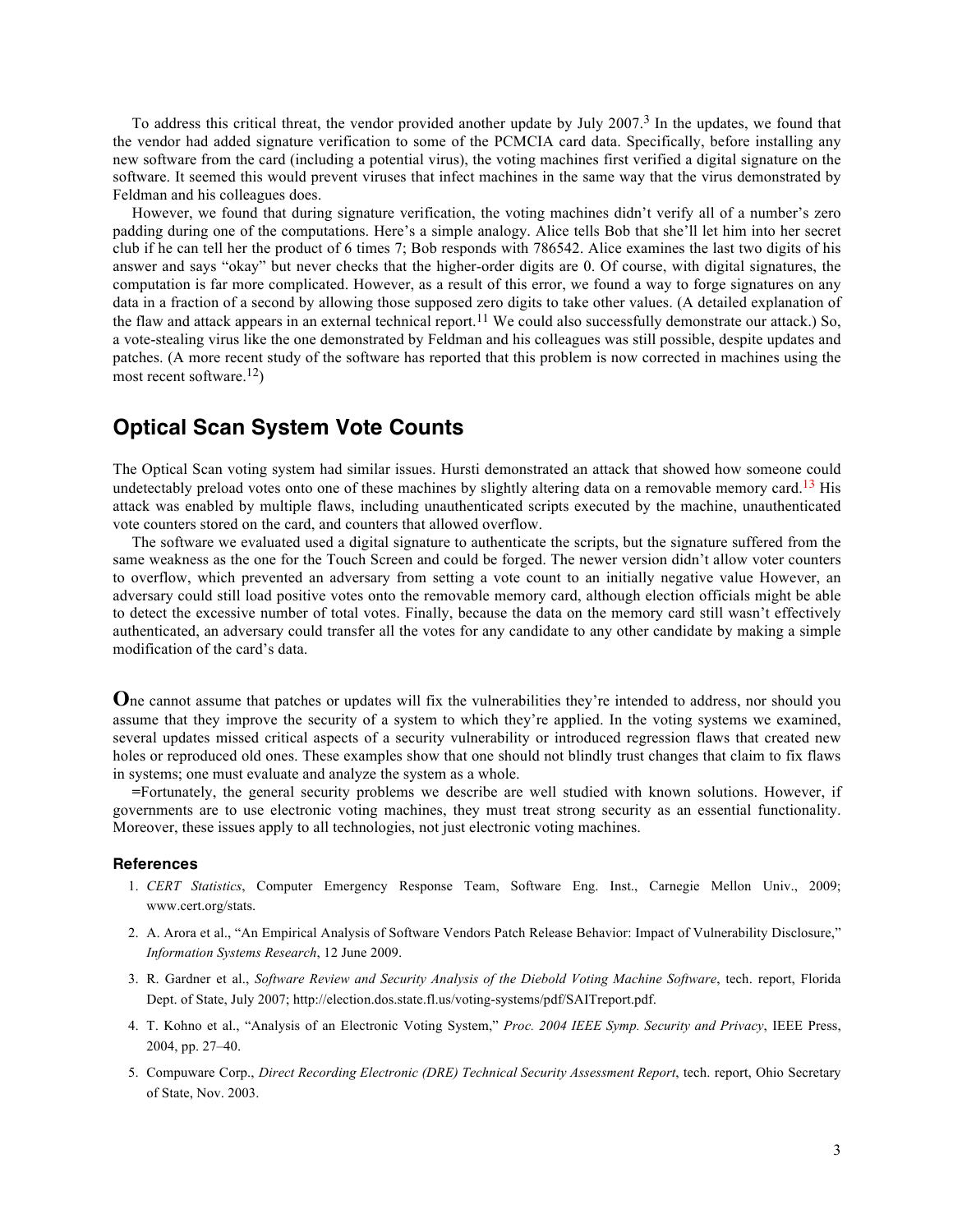To address this critical threat, the vendor provided another update by July 2007.[3] In the updates, we found that the vendor had added signature verification to some of the PCMCIA card data. Specifically, before installing any new software from the card (including a potential virus), the voting machines first verified a digital signature on the software. It seemed this would prevent viruses that infect machines in the same way that the virus demonstrated by Feldman and his colleagues does.

However, we found that during signature verification, the voting machines didn't verify all of a number's zero padding during one of the computations. Here's a simple analogy. Alice tells Bob that she'll let him into her secret club if he can tell her the product of 6 times 7; Bob responds with 786542. Alice examines the last two digits of his answer and says "okay" but never checks that the higher-order digits are 0. Of course, with digital signatures, the computation is far more complicated. However, as a result of this error, we found a way to forge signatures on any data in a fraction of a second by allowing those supposed zero digits to take other values. (A detailed explanation of the flaw and attack appears in an external technical report.[11] We could also successfully demonstrate our attack.) So, a vote-stealing virus like the one demonstrated by Feldman and his colleagues was still possible, despite updates and patches. (A more recent study of the software has reported that this problem is now corrected in machines using the most recent software.[12])

## Optical Scan System Vote Counts

The Optical Scan voting system had similar issues. Hursti demonstrated an attack that showed how someone could undetectably preload votes onto one of these machines by slightly altering data on a removable memory card.[13] His attack was enabled by multiple flaws, including unauthenticated scripts executed by the machine, unauthenticated vote counters stored on the card, and counters that allowed overflow.

The software we evaluated used a digital signature to authenticate the scripts, but the signature suffered from the same weakness as the one for the Touch Screen and could be forged. The newer version didn't allow voter counters to overflow, which prevented an adversary from setting a vote count to an initially negative value However, an adversary could still load positive votes onto the removable memory card, although election officials might be able to detect the excessive number of total votes. Finally, because the data on the memory card still wasn't effectively authenticated, an adversary could transfer all the votes for any candidate to any other candidate by making a simple modification of the card's data.

**O**ne cannot assume that patches or updates will fix the vulnerabilities they're intended to address, nor should you assume that they improve the security of a system to which they're applied. In the voting systems we examined, several updates missed critical aspects of a security vulnerability or introduced regression flaws that created new holes or reproduced old ones. These examples show that one should not blindly trust changes that claim to fix flaws in systems; one must evaluate and analyze the system as a whole.

=Fortunately, the general security problems we describe are well studied with known solutions. However, if governments are to use electronic voting machines, they must treat strong security as an essential functionality. Moreover, these issues apply to all technologies, not just electronic voting machines.

### References

1. *CERT Statistics*, Computer Emergency Response Team, Software Eng. Inst., Carnegie Mellon Univ., 2009; www.cert.org/stats.
2. A. Arora et al., "An Empirical Analysis of Software Vendors Patch Release Behavior: Impact of Vulnerability Disclosure," *Information Systems Research*, 12 June 2009.
3. R. Gardner et al., *Software Review and Security Analysis of the Diebold Voting Machine Software*, tech. report, Florida Dept. of State, July 2007; http://election.dos.state.fl.us/voting-systems/pdf/SAITreport.pdf.
4. T. Kohno et al., "Analysis of an Electronic Voting System," *Proc. 2004 IEEE Symp. Security and Privacy*, IEEE Press, 2004, pp. 27–40.
5. Compuware Corp., *Direct Recording Electronic (DRE) Technical Security Assessment Report*, tech. report, Ohio Secretary of State, Nov. 2003.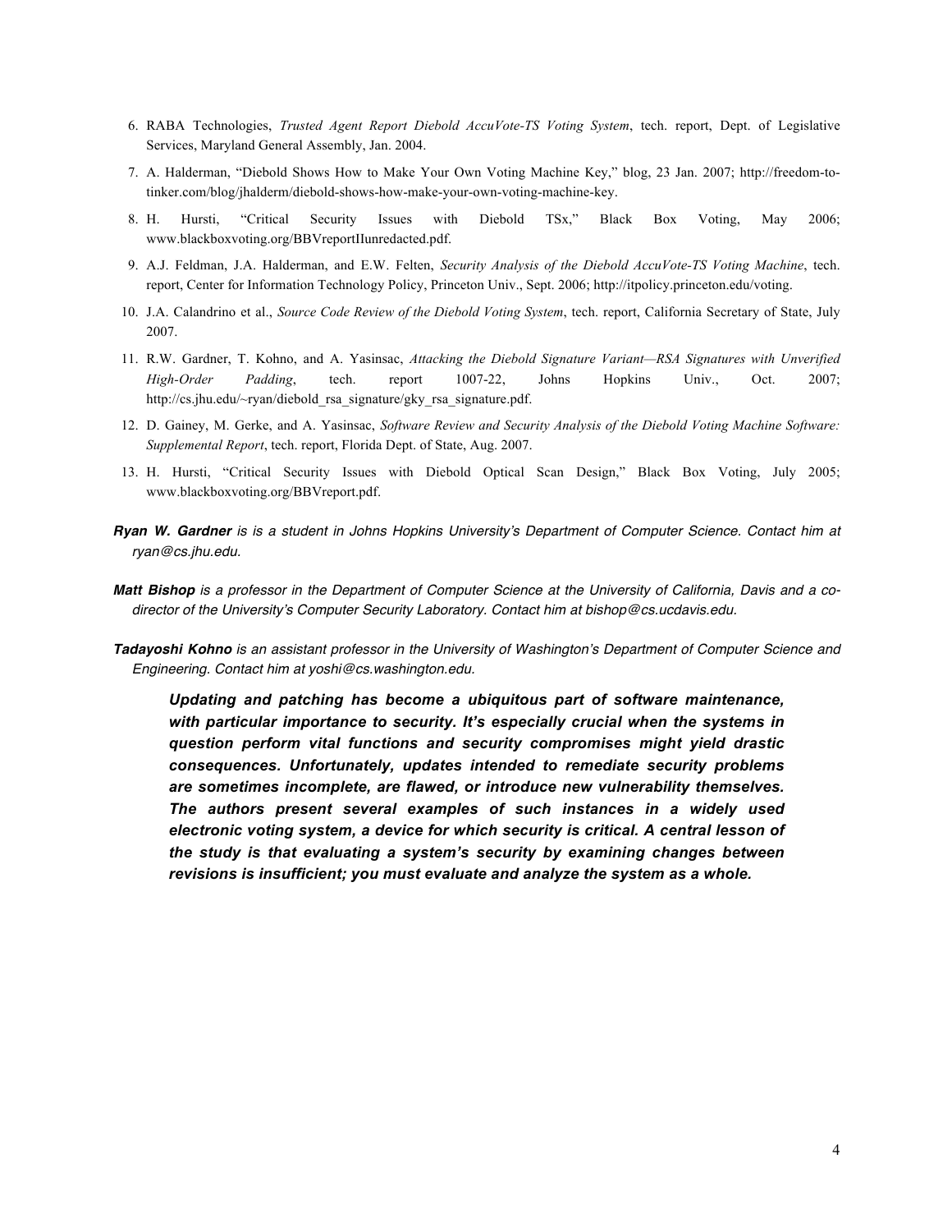6. RABA Technologies, *Trusted Agent Report Diebold AccuVote-TS Voting System*, tech. report, Dept. of Legislative Services, Maryland General Assembly, Jan. 2004.
7. A. Halderman, "Diebold Shows How to Make Your Own Voting Machine Key," blog, 23 Jan. 2007; http://freedom-to-tinker.com/blog/jhalderm/diebold-shows-how-make-your-own-voting-machine-key.
8. H. Hursti, "Critical Security Issues with Diebold TSx," Black Box Voting, May 2006; www.blackboxvoting.org/BBVreportIIunredacted.pdf.
9. A.J. Feldman, J.A. Halderman, and E.W. Felten, *Security Analysis of the Diebold AccuVote-TS Voting Machine*, tech. report, Center for Information Technology Policy, Princeton Univ., Sept. 2006; http://itpolicy.princeton.edu/voting.
10. J.A. Calandrino et al., *Source Code Review of the Diebold Voting System*, tech. report, California Secretary of State, July 2007.
11. R.W. Gardner, T. Kohno, and A. Yasinsac, *Attacking the Diebold Signature Variant—RSA Signatures with Unverified High-Order Padding*, tech. report 1007-22, Johns Hopkins Univ., Oct. 2007; http://cs.jhu.edu/~ryan/diebold_rsa_signature/gky_rsa_signature.pdf.
12. D. Gainey, M. Gerke, and A. Yasinsac, *Software Review and Security Analysis of the Diebold Voting Machine Software: Supplemental Report*, tech. report, Florida Dept. of State, Aug. 2007.
13. H. Hursti, "Critical Security Issues with Diebold Optical Scan Design," Black Box Voting, July 2005; www.blackboxvoting.org/BBVreport.pdf.

***Ryan W. Gardner** is is a student in Johns Hopkins University's Department of Computer Science. Contact him at ryan@cs.jhu.edu.*

***Matt Bishop** is a professor in the Department of Computer Science at the University of California, Davis and a co-director of the University's Computer Security Laboratory. Contact him at bishop@cs.ucdavis.edu.*

***Tadayoshi Kohno** is an assistant professor in the University of Washington's Department of Computer Science and Engineering. Contact him at yoshi@cs.washington.edu.*

***Updating and patching has become a ubiquitous part of software maintenance, with particular importance to security. It's especially crucial when the systems in question perform vital functions and security compromises might yield drastic consequences. Unfortunately, updates intended to remediate security problems are sometimes incomplete, are flawed, or introduce new vulnerability themselves. The authors present several examples of such instances in a widely used electronic voting system, a device for which security is critical. A central lesson of the study is that evaluating a system's security by examining changes between revisions is insufficient; you must evaluate and analyze the system as a whole.***